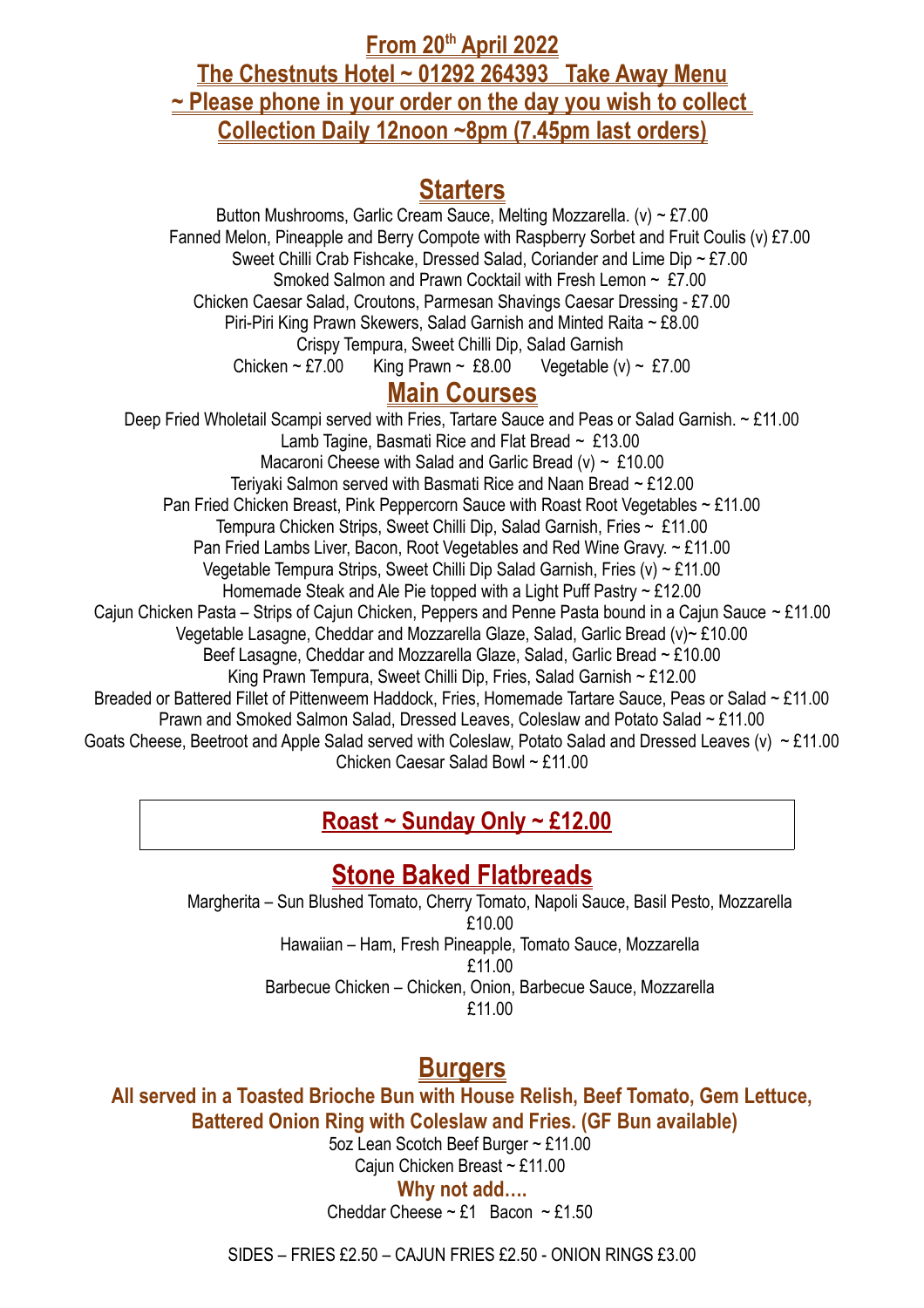# From 20th April 2022

# The Chestnuts Hotel ~ 01292 264393 Take Away Menu

# ~ Please phone in your order on the day you wish to collect

# Collection Daily 12noon ~8pm (7.45pm last orders)

## Starters

Button Mushrooms, Garlic Cream Sauce, Melting Mozzarella. (v) ~ £7.00

Fanned Melon, Pineapple and Berry Compote with Raspberry Sorbet and Fruit Coulis (v) £7.00

Sweet Chilli Crab Fishcake, Dressed Salad, Coriander and Lime Dip ~ £7.00

Smoked Salmon and Prawn Cocktail with Fresh Lemon ~ £7.00

Chicken Caesar Salad, Croutons, Parmesan Shavings Caesar Dressing - £7.00

Piri-Piri King Prawn Skewers, Salad Garnish and Minted Raita ~ £8.00

Crispy Tempura, Sweet Chilli Dip, Salad Garnish

Chicken ~ £7.00 King Prawn ~ £8.00 Vegetable (v) ~ £7.00

## Main Courses

Deep Fried Wholetail Scampi served with Fries, Tartare Sauce and Peas or Salad Garnish. ~ £11.00

Lamb Tagine, Basmati Rice and Flat Bread ~ £13.00

Macaroni Cheese with Salad and Garlic Bread (v) ~ £10.00

Teriyaki Salmon served with Basmati Rice and Naan Bread ~ £12.00

Pan Fried Chicken Breast, Pink Peppercorn Sauce with Roast Root Vegetables ~ £11.00

Tempura Chicken Strips, Sweet Chilli Dip, Salad Garnish, Fries ~ £11.00

Pan Fried Lambs Liver, Bacon, Root Vegetables and Red Wine Gravy. ~ £11.00

Vegetable Tempura Strips, Sweet Chilli Dip Salad Garnish, Fries (v) ~ £11.00

Homemade Steak and Ale Pie topped with a Light Puff Pastry ~ £12.00

Cajun Chicken Pasta – Strips of Cajun Chicken, Peppers and Penne Pasta bound in a Cajun Sauce ~ £11.00

Vegetable Lasagne, Cheddar and Mozzarella Glaze, Salad, Garlic Bread (v)~ £10.00

Beef Lasagne, Cheddar and Mozzarella Glaze, Salad, Garlic Bread ~ £10.00

King Prawn Tempura, Sweet Chilli Dip, Fries, Salad Garnish ~ £12.00

Breaded or Battered Fillet of Pittenweem Haddock, Fries, Homemade Tartare Sauce, Peas or Salad ~ £11.00

Prawn and Smoked Salmon Salad, Dressed Leaves, Coleslaw and Potato Salad ~ £11.00

Goats Cheese, Beetroot and Apple Salad served with Coleslaw, Potato Salad and Dressed Leaves (v) ~ £11.00

Chicken Caesar Salad Bowl ~ £11.00

## Roast ~ Sunday Only ~ £12.00

## Stone Baked Flatbreads

Margherita – Sun Blushed Tomato, Cherry Tomato, Napoli Sauce, Basil Pesto, Mozzarella
£10.00

Hawaiian – Ham, Fresh Pineapple, Tomato Sauce, Mozzarella
£11.00

Barbecue Chicken – Chicken, Onion, Barbecue Sauce, Mozzarella
£11.00

## Burgers

**All served in a Toasted Brioche Bun with House Relish, Beef Tomato, Gem Lettuce, Battered Onion Ring with Coleslaw and Fries. (GF Bun available)**

5oz Lean Scotch Beef Burger ~ £11.00

Cajun Chicken Breast ~ £11.00

**Why not add….**

Cheddar Cheese ~ £1 Bacon ~ £1.50

SIDES – FRIES £2.50 – CAJUN FRIES £2.50 - ONION RINGS £3.00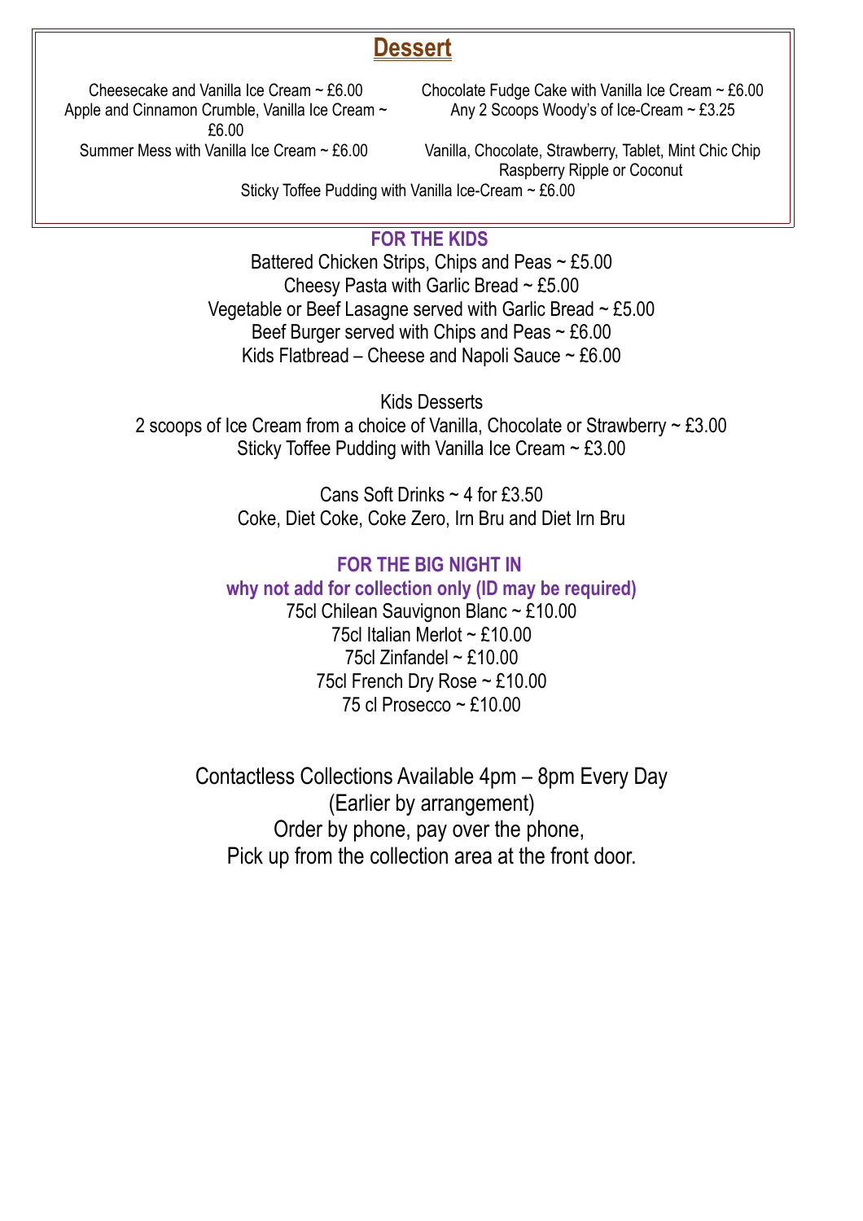# Dessert

Cheesecake and Vanilla Ice Cream ~ £6.00
Apple and Cinnamon Crumble, Vanilla Ice Cream ~ £6.00
Summer Mess with Vanilla Ice Cream ~ £6.00

Chocolate Fudge Cake with Vanilla Ice Cream ~ £6.00
Any 2 Scoops Woody's of Ice-Cream ~ £3.25
Vanilla, Chocolate, Strawberry, Tablet, Mint Chic Chip
Raspberry Ripple or Coconut

Sticky Toffee Pudding with Vanilla Ice-Cream ~ £6.00

## FOR THE KIDS

Battered Chicken Strips, Chips and Peas ~ £5.00
Cheesy Pasta with Garlic Bread ~ £5.00
Vegetable or Beef Lasagne served with Garlic Bread ~ £5.00
Beef Burger served with Chips and Peas ~ £6.00
Kids Flatbread – Cheese and Napoli Sauce ~ £6.00

Kids Desserts
2 scoops of Ice Cream from a choice of Vanilla, Chocolate or Strawberry ~ £3.00
Sticky Toffee Pudding with Vanilla Ice Cream ~ £3.00

Cans Soft Drinks ~ 4 for £3.50
Coke, Diet Coke, Coke Zero, Irn Bru and Diet Irn Bru

## FOR THE BIG NIGHT IN

**why not add for collection only (ID may be required)**

75cl Chilean Sauvignon Blanc ~ £10.00
75cl Italian Merlot ~ £10.00
75cl Zinfandel ~ £10.00
75cl French Dry Rose ~ £10.00
75 cl Prosecco ~ £10.00

Contactless Collections Available 4pm – 8pm Every Day
(Earlier by arrangement)
Order by phone, pay over the phone,
Pick up from the collection area at the front door.